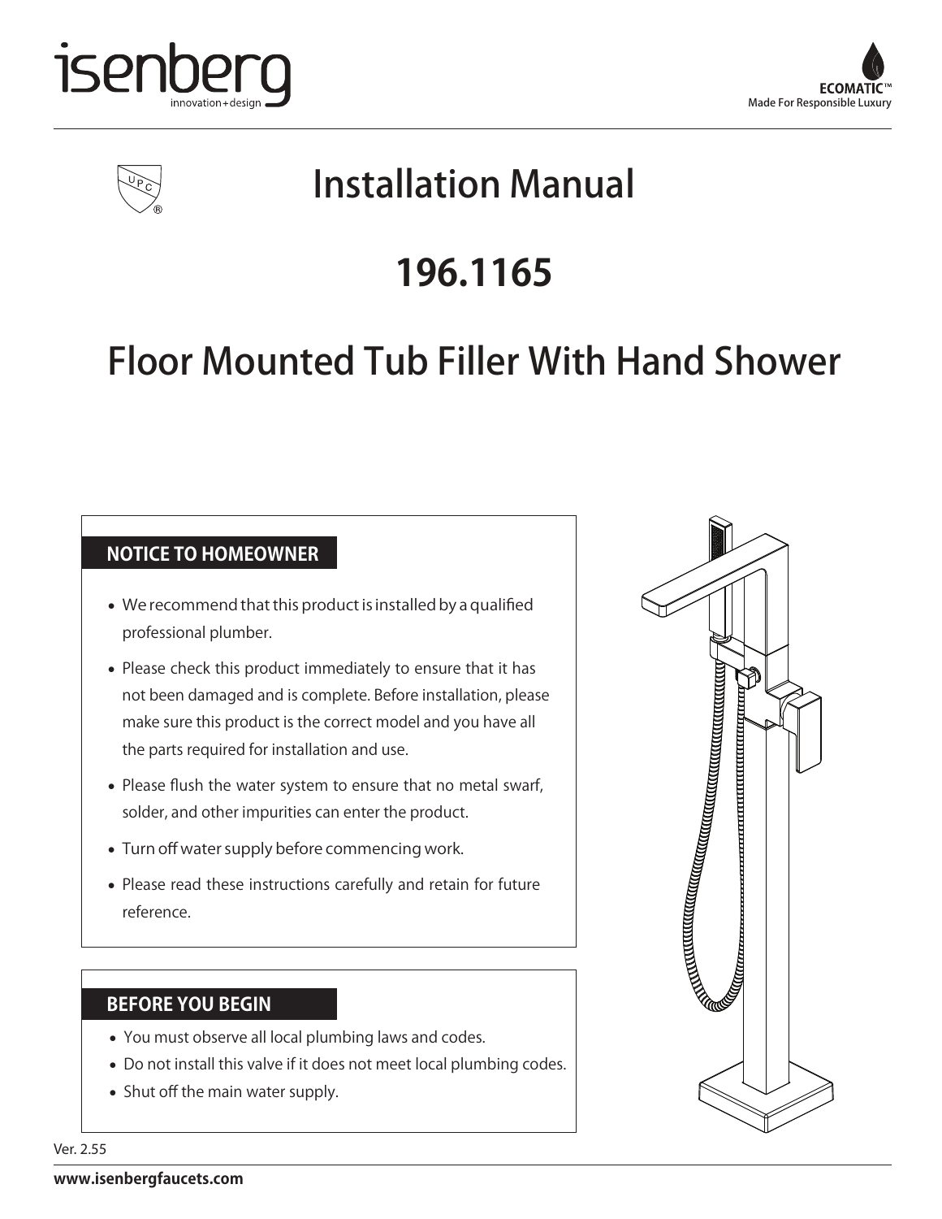isenberg
innovation+design

ECOMATIC™
Made For Responsible Luxury

# Installation Manual

# 196.1165

# Floor Mounted Tub Filler With Hand Shower

## NOTICE TO HOMEOWNER

- We recommend that this product is installed by a qualified professional plumber.
- Please check this product immediately to ensure that it has not been damaged and is complete. Before installation, please make sure this product is the correct model and you have all the parts required for installation and use.
- Please flush the water system to ensure that no metal swarf, solder, and other impurities can enter the product.
- Turn off water supply before commencing work.
- Please read these instructions carefully and retain for future reference.

## BEFORE YOU BEGIN

- You must observe all local plumbing laws and codes.
- Do not install this valve if it does not meet local plumbing codes.
- Shut off the main water supply.

Ver. 2.55

**www.isenbergfaucets.com**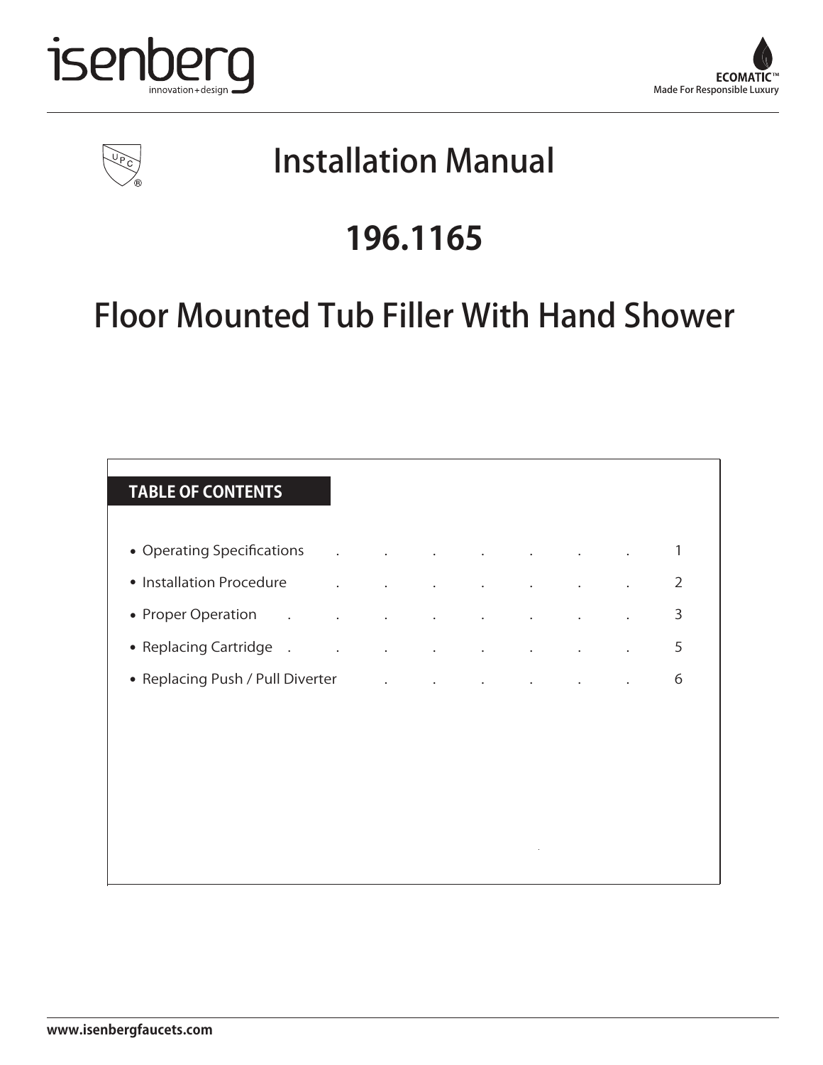isenberg
innovation+design

ECOMATIC™
Made For Responsible Luxury

# Installation Manual

# 196.1165

# Floor Mounted Tub Filler With Hand Shower

## TABLE OF CONTENTS

- Operating Specifications . . . . . . . 1
- Installation Procedure . . . . . . . 2
- Proper Operation . . . . . . . . 3
- Replacing Cartridge . . . . . . . . 5
- Replacing Push / Pull Diverter . . . . . . 6

www.isenbergfaucets.com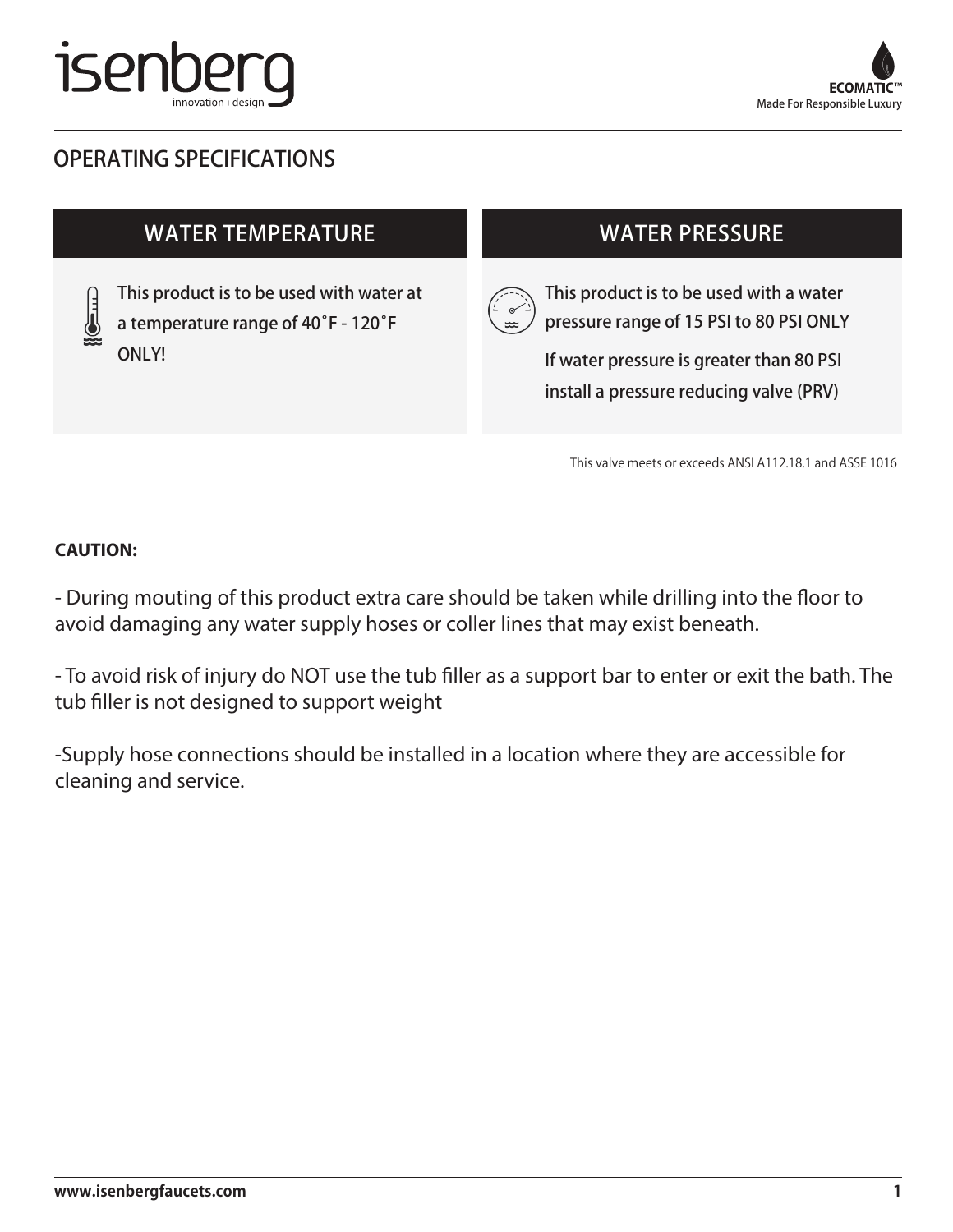# OPERATING SPECIFICATIONS

## WATER TEMPERATURE

This product is to be used with water at a temperature range of 40˚F - 120˚F ONLY!

## WATER PRESSURE

This product is to be used with a water pressure range of 15 PSI to 80 PSI ONLY

If water pressure is greater than 80 PSI install a pressure reducing valve (PRV)

This valve meets or exceeds ANSI A112.18.1 and ASSE 1016

**CAUTION:**

- During mouting of this product extra care should be taken while drilling into the floor to avoid damaging any water supply hoses or coller lines that may exist beneath.

- To avoid risk of injury do NOT use the tub filler as a support bar to enter or exit the bath. The tub filler is not designed to support weight

-Supply hose connections should be installed in a location where they are accessible for cleaning and service.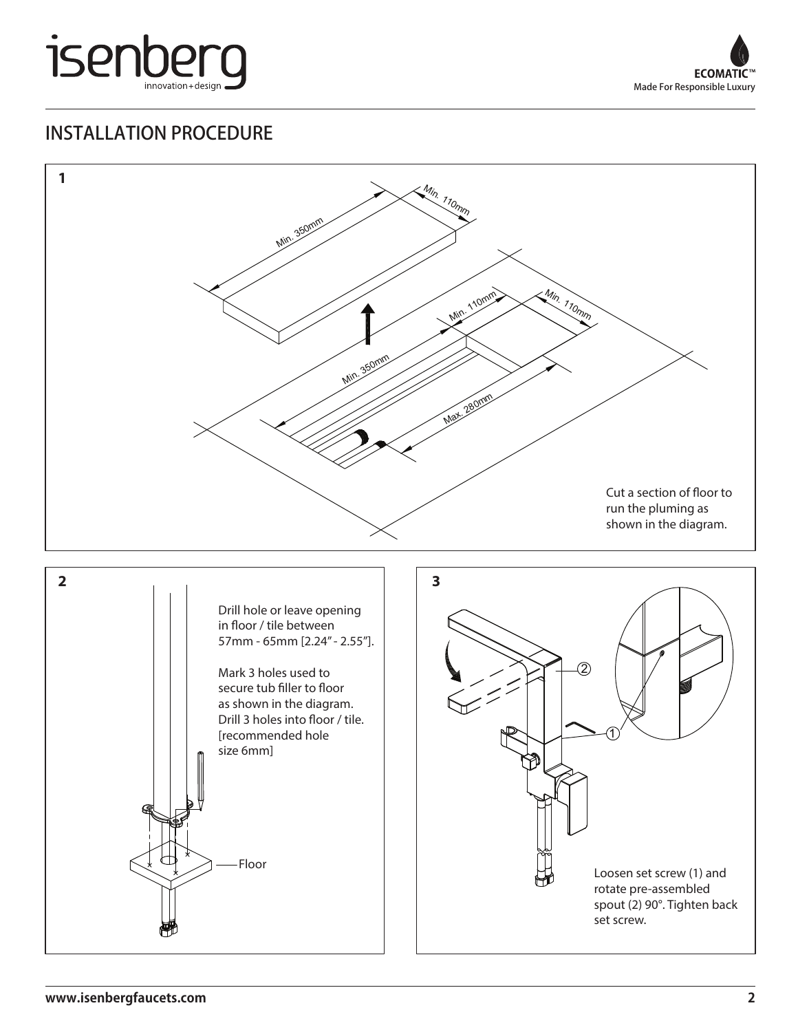## INSTALLATION PROCEDURE

**1**

Min. 350mm

Min. 110mm

Min. 110mm

Min. 110mm

Min. 350mm

Max. 280mm

Cut a section of floor to run the pluming as shown in the diagram.

**2**

Drill hole or leave opening in floor / tile between 57mm - 65mm [2.24" - 2.55"].

Mark 3 holes used to secure tub filler to floor as shown in the diagram. Drill 3 holes into floor / tile. [recommended hole size 6mm]

Floor

**3**

Loosen set screw (1) and rotate pre-assembled spout (2) 90°. Tighten back set screw.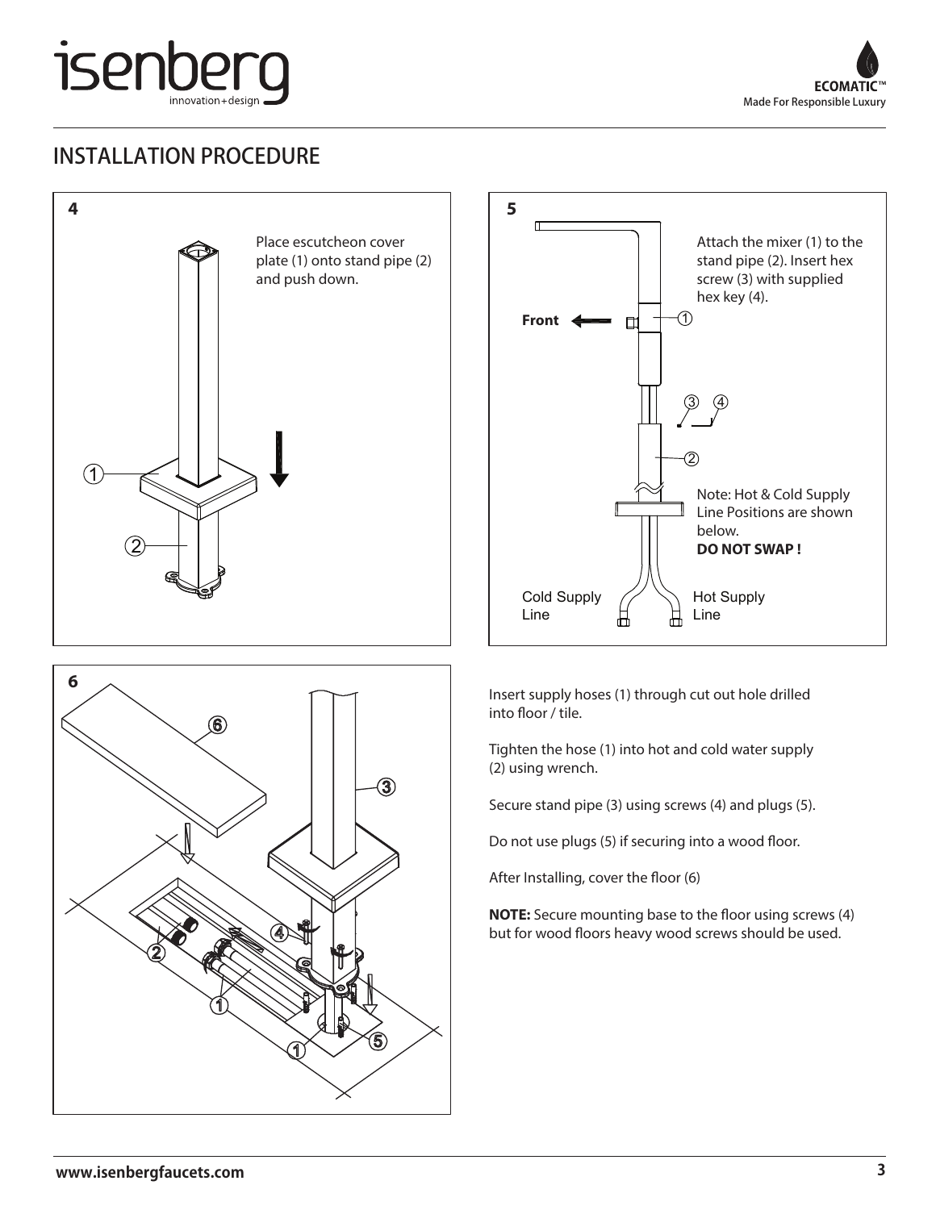## INSTALLATION PROCEDURE

**4**

Place escutcheon cover plate (1) onto stand pipe (2) and push down.

**5**

Attach the mixer (1) to the stand pipe (2). Insert hex screw (3) with supplied hex key (4).

**Front**

Note: Hot & Cold Supply Line Positions are shown below.
**DO NOT SWAP !**

Cold Supply Line

Hot Supply Line

**6**

Insert supply hoses (1) through cut out hole drilled into floor / tile.

Tighten the hose (1) into hot and cold water supply (2) using wrench.

Secure stand pipe (3) using screws (4) and plugs (5).

Do not use plugs (5) if securing into a wood floor.

After Installing, cover the floor (6)

**NOTE:** Secure mounting base to the floor using screws (4) but for wood floors heavy wood screws should be used.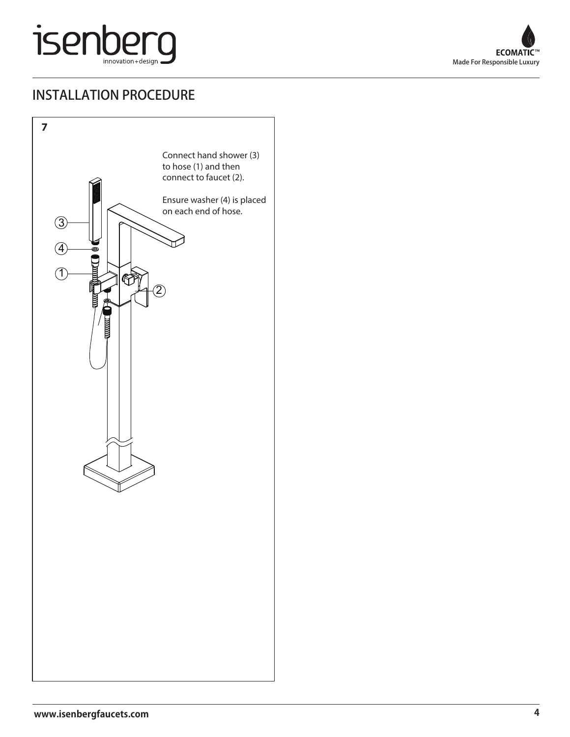# INSTALLATION PROCEDURE

**7**

Connect hand shower (3) to hose (1) and then connect to faucet (2).

Ensure washer (4) is placed on each end of hose.

1

2

3

4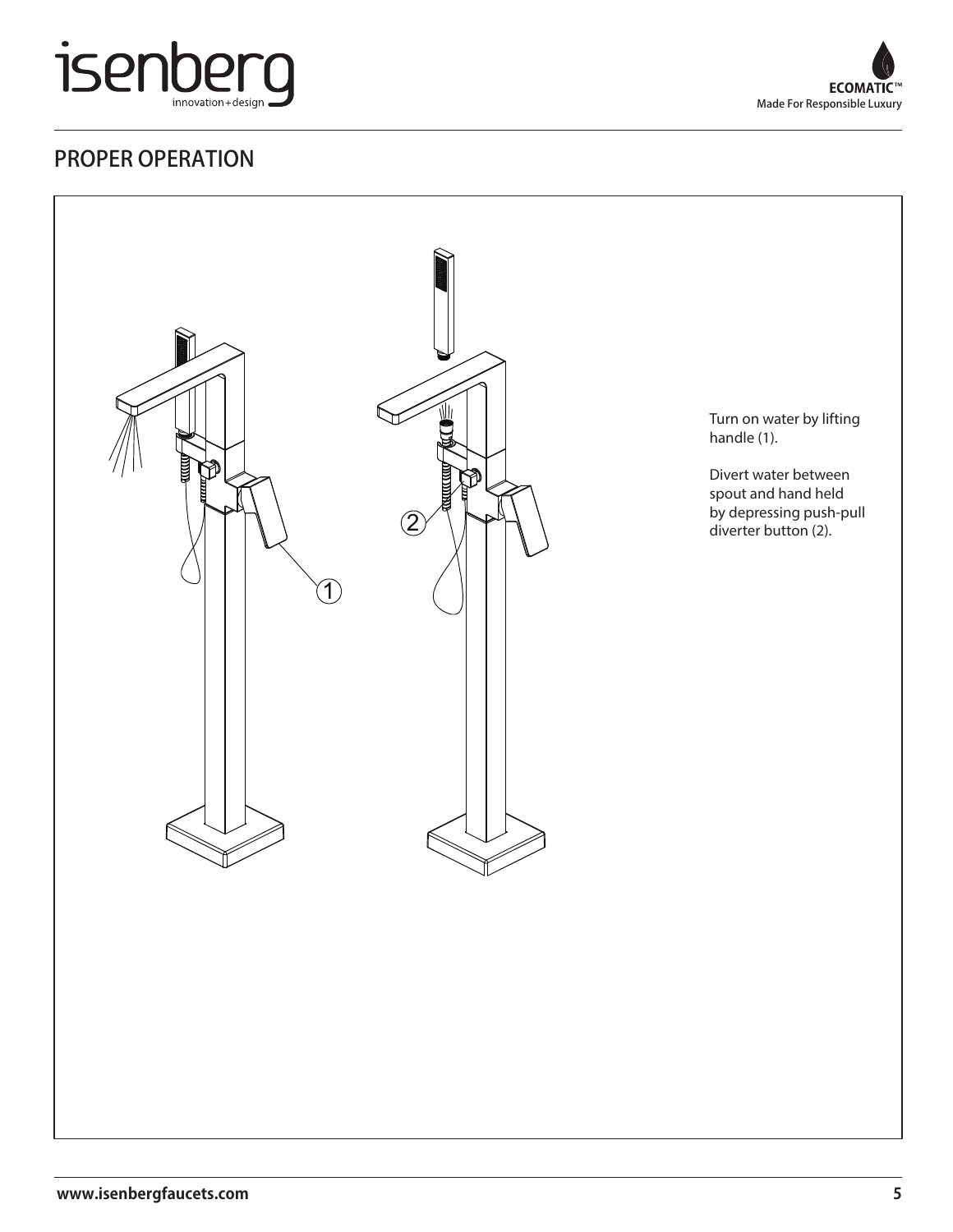## PROPER OPERATION

Turn on water by lifting handle (1).

Divert water between spout and hand held by depressing push-pull diverter button (2).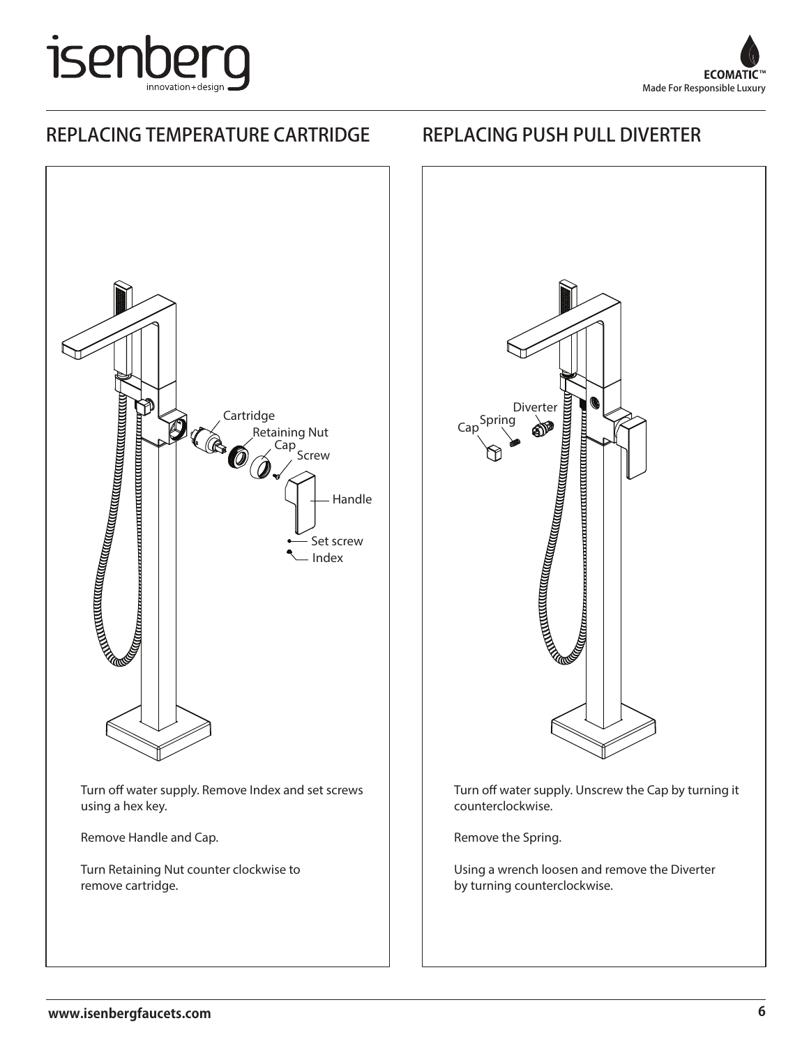## REPLACING TEMPERATURE CARTRIDGE

Cartridge
Retaining Nut
Cap
Screw
Handle
Set screw
Index

Turn off water supply. Remove Index and set screws using a hex key.

Remove Handle and Cap.

Turn Retaining Nut counter clockwise to remove cartridge.

## REPLACING PUSH PULL DIVERTER

Diverter
Spring
Cap

Turn off water supply. Unscrew the Cap by turning it counterclockwise.

Remove the Spring.

Using a wrench loosen and remove the Diverter by turning counterclockwise.